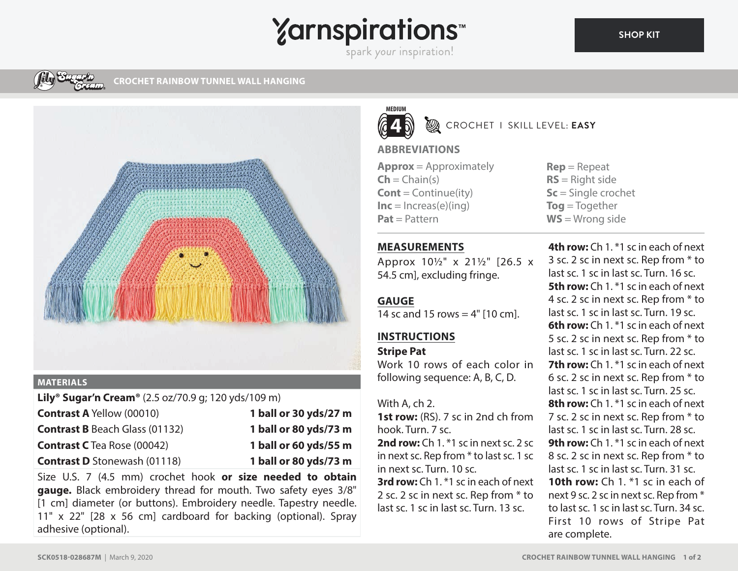# CROCHET RAINBOW TUNNEL WALL HANGING

MEDIUM 4 | CROCHET | SKILL LEVEL: **EASY**

## MATERIALS

**Lily® Sugar'n Cream®** (2.5 oz/70.9 g; 120 yds/109 m)

| | |
|---|---|
| **Contrast A** Yellow (00010) | **1 ball or 30 yds/27 m** |
| **Contrast B** Beach Glass (01132) | **1 ball or 80 yds/73 m** |
| **Contrast C** Tea Rose (00042) | **1 ball or 60 yds/55 m** |
| **Contrast D** Stonewash (01118) | **1 ball or 80 yds/73 m** |

Size U.S. 7 (4.5 mm) crochet hook **or size needed to obtain gauge.** Black embroidery thread for mouth. Two safety eyes 3/8" [1 cm] diameter (or buttons). Embroidery needle. Tapestry needle. 11" x 22" [28 x 56 cm] cardboard for backing (optional). Spray adhesive (optional).

## ABBREVIATIONS

**Approx** = Approximately
**Ch** = Chain(s)
**Cont** = Continue(ity)
**Inc** = Increas(e)(ing)
**Pat** = Pattern
**Rep** = Repeat
**RS** = Right side
**Sc** = Single crochet
**Tog** = Together
**WS** = Wrong side

## MEASUREMENTS

Approx 10½" x 21½" [26.5 x 54.5 cm], excluding fringe.

## GAUGE

14 sc and 15 rows = 4" [10 cm].

## INSTRUCTIONS

**Stripe Pat**

Work 10 rows of each color in following sequence: A, B, C, D.

With A, ch 2.

**1st row:** (RS). 7 sc in 2nd ch from hook. Turn. 7 sc.

**2nd row:** Ch 1. *1 sc in next sc. 2 sc in next sc. Rep from * to last sc. 1 sc in next sc. Turn. 10 sc.

**3rd row:** Ch 1. *1 sc in each of next 2 sc. 2 sc in next sc. Rep from * to last sc. 1 sc in last sc. Turn. 13 sc.

**4th row:** Ch 1. *1 sc in each of next 3 sc. 2 sc in next sc. Rep from * to last sc. 1 sc in last sc. Turn. 16 sc.

**5th row:** Ch 1. *1 sc in each of next 4 sc. 2 sc in next sc. Rep from * to last sc. 1 sc in last sc. Turn. 19 sc.

**6th row:** Ch 1. *1 sc in each of next 5 sc. 2 sc in next sc. Rep from * to last sc. 1 sc in last sc. Turn. 22 sc.

**7th row:** Ch 1. *1 sc in each of next 6 sc. 2 sc in next sc. Rep from * to last sc. 1 sc in last sc. Turn. 25 sc.

**8th row:** Ch 1. *1 sc in each of next 7 sc. 2 sc in next sc. Rep from * to last sc. 1 sc in last sc. Turn. 28 sc.

**9th row:** Ch 1. *1 sc in each of next 8 sc. 2 sc in next sc. Rep from * to last sc. 1 sc in last sc. Turn. 31 sc.

**10th row:** Ch 1. *1 sc in each of next 9 sc. 2 sc in next sc. Rep from * to last sc. 1 sc in last sc. Turn. 34 sc. First 10 rows of Stripe Pat are complete.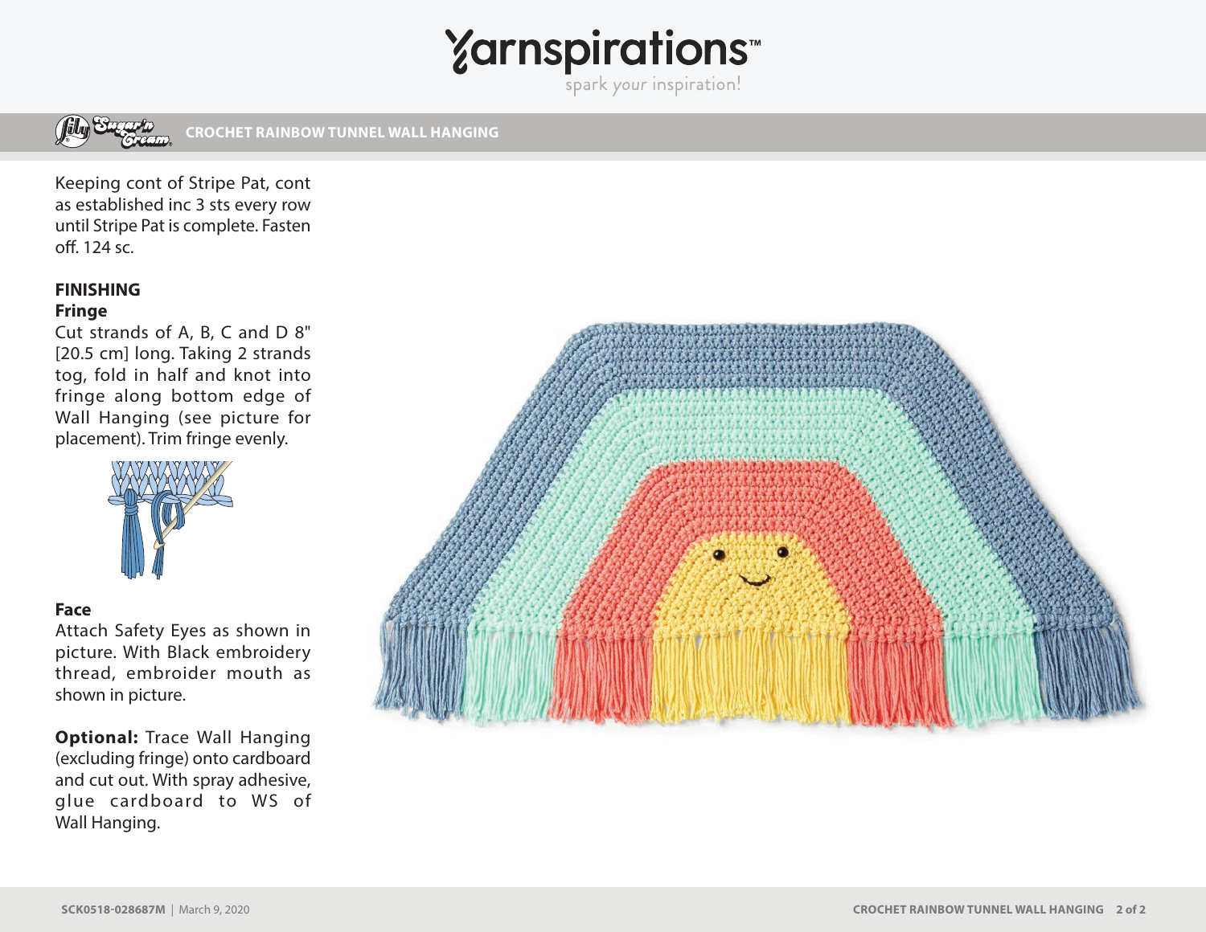Keeping cont of Stripe Pat, cont as established inc 3 sts every row until Stripe Pat is complete. Fasten off. 124 sc.

## FINISHING

### Fringe

Cut strands of A, B, C and D 8" [20.5 cm] long. Taking 2 strands tog, fold in half and knot into fringe along bottom edge of Wall Hanging (see picture for placement). Trim fringe evenly.

### Face

Attach Safety Eyes as shown in picture. With Black embroidery thread, embroider mouth as shown in picture.

**Optional:** Trace Wall Hanging (excluding fringe) onto cardboard and cut out. With spray adhesive, glue cardboard to WS of Wall Hanging.